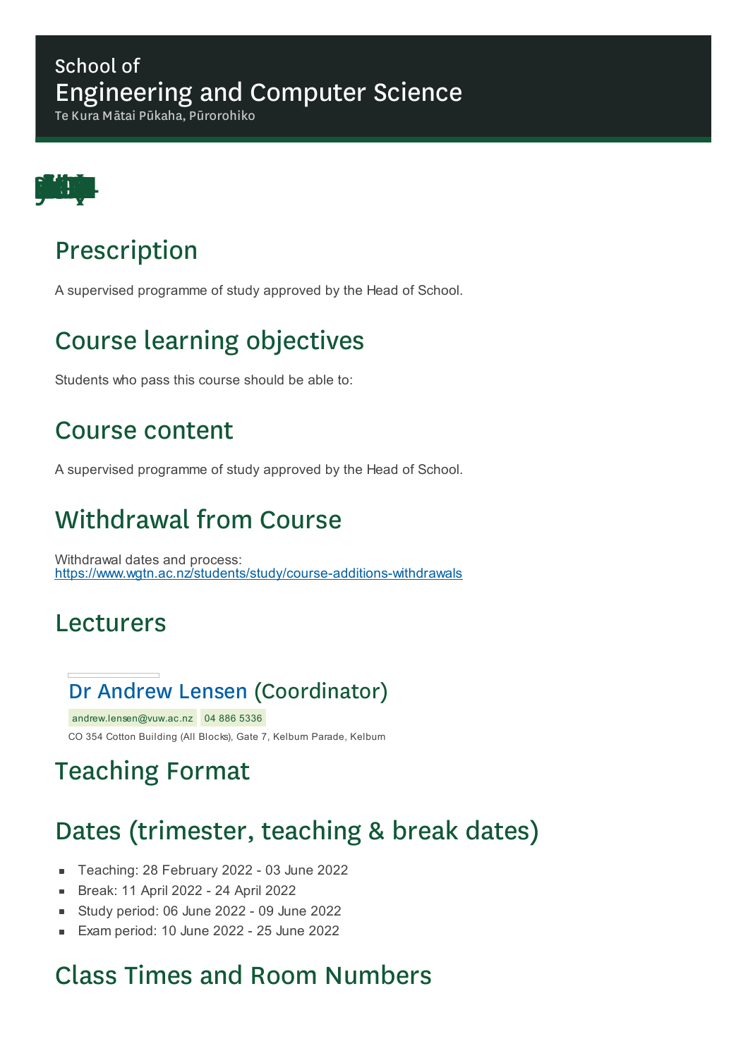# School of Engineering and Computer Science

Te Kura Mātai Pūkaha, Pūrorohiko

## Prescription

A supervised programme of study approved by the Head of School.

## Course learning objectives

Students who pass this course should be able to:

## Course content

A supervised programme of study approved by the Head of School.

## Withdrawal from Course

Withdrawal dates and process:
https://www.wgtn.ac.nz/students/study/course-additions-withdrawals

## Lecturers

### Dr Andrew Lensen (Coordinator)

andrew.lensen@vuw.ac.nz 04 886 5336

CO 354 Cotton Building (All Blocks), Gate 7, Kelburn Parade, Kelburn

## Teaching Format

## Dates (trimester, teaching & break dates)

- Teaching: 28 February 2022 - 03 June 2022
- Break: 11 April 2022 - 24 April 2022
- Study period: 06 June 2022 - 09 June 2022
- Exam period: 10 June 2022 - 25 June 2022

## Class Times and Room Numbers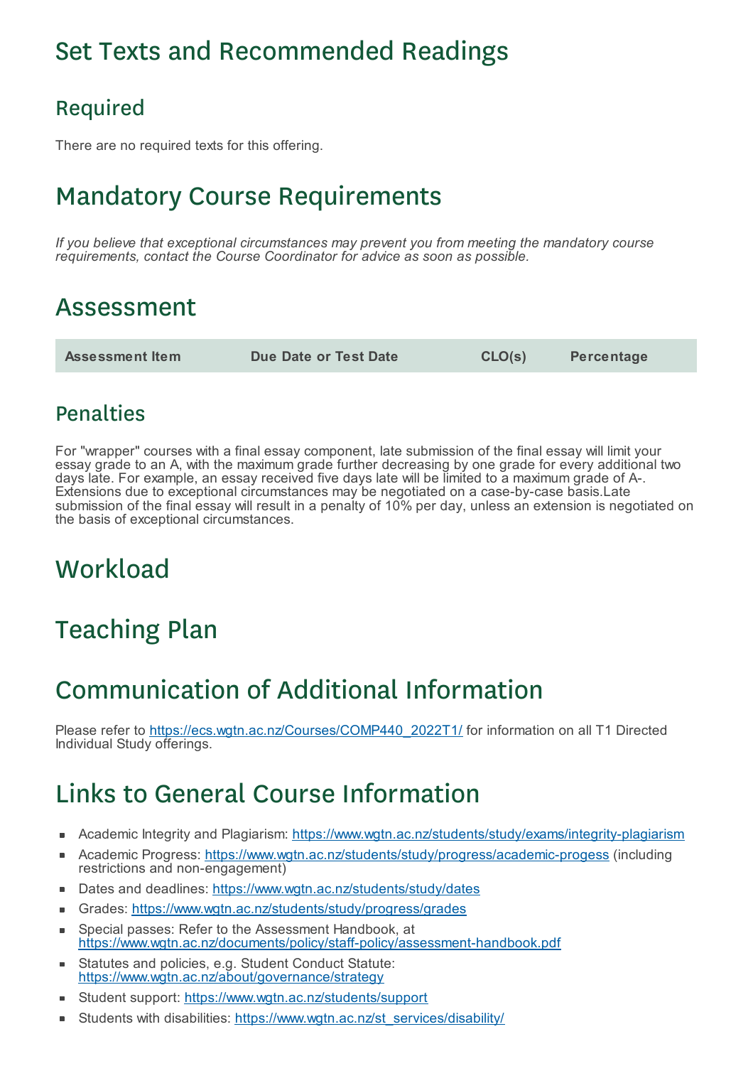# Set Texts and Recommended Readings

## Required

There are no required texts for this offering.

# Mandatory Course Requirements

*If you believe that exceptional circumstances may prevent you from meeting the mandatory course requirements, contact the Course Coordinator for advice as soon as possible.*

# Assessment

| Assessment Item | Due Date or Test Date | CLO(s) | Percentage |
| --- | --- | --- | --- |

## Penalties

For "wrapper" courses with a final essay component, late submission of the final essay will limit your essay grade to an A, with the maximum grade further decreasing by one grade for every additional two days late. For example, an essay received five days late will be limited to a maximum grade of A-. Extensions due to exceptional circumstances may be negotiated on a case-by-case basis.Late submission of the final essay will result in a penalty of 10% per day, unless an extension is negotiated on the basis of exceptional circumstances.

# Workload

# Teaching Plan

# Communication of Additional Information

Please refer to https://ecs.wgtn.ac.nz/Courses/COMP440_2022T1/ for information on all T1 Directed Individual Study offerings.

# Links to General Course Information

- Academic Integrity and Plagiarism: https://www.wgtn.ac.nz/students/study/exams/integrity-plagiarism
- Academic Progress: https://www.wgtn.ac.nz/students/study/progress/academic-progess (including restrictions and non-engagement)
- Dates and deadlines: https://www.wgtn.ac.nz/students/study/dates
- Grades: https://www.wgtn.ac.nz/students/study/progress/grades
- Special passes: Refer to the Assessment Handbook, at https://www.wgtn.ac.nz/documents/policy/staff-policy/assessment-handbook.pdf
- Statutes and policies, e.g. Student Conduct Statute: https://www.wgtn.ac.nz/about/governance/strategy
- Student support: https://www.wgtn.ac.nz/students/support
- Students with disabilities: https://www.wgtn.ac.nz/st_services/disability/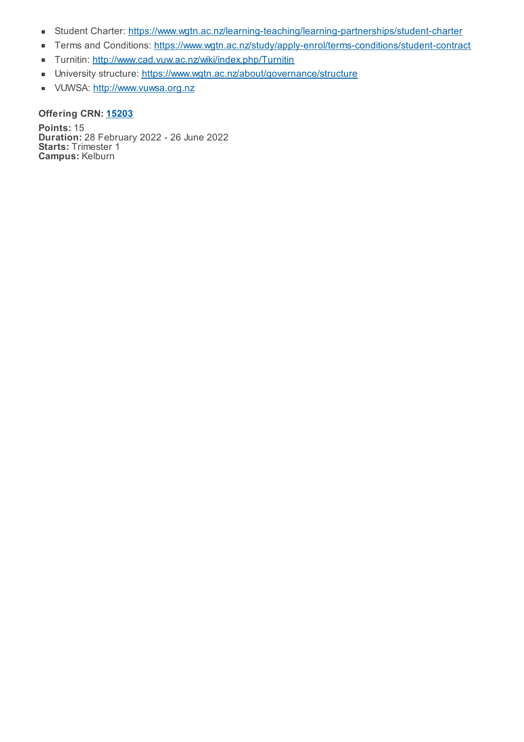- Student Charter: [https://www.wgtn.ac.nz/learning-teaching/learning-partnerships/student-charter](https://www.wgtn.ac.nz/learning-teaching/learning-partnerships/student-charter)
- Terms and Conditions: [https://www.wgtn.ac.nz/study/apply-enrol/terms-conditions/student-contract](https://www.wgtn.ac.nz/study/apply-enrol/terms-conditions/student-contract)
- Turnitin: [http://www.cad.vuw.ac.nz/wiki/index.php/Turnitin](http://www.cad.vuw.ac.nz/wiki/index.php/Turnitin)
- University structure: [https://www.wgtn.ac.nz/about/governance/structure](https://www.wgtn.ac.nz/about/governance/structure)
- VUWSA: [http://www.vuwsa.org.nz](http://www.vuwsa.org.nz)

**Offering CRN: 15203**

**Points:** 15
**Duration:** 28 February 2022 - 26 June 2022
**Starts:** Trimester 1
**Campus:** Kelburn